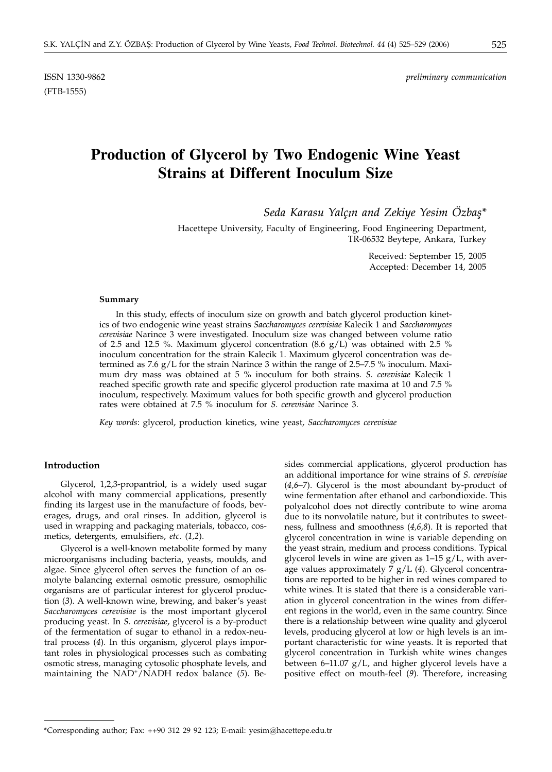ISSN 1330-9862 *preliminary communication*

(FTB-1555)

# Production of Glycerol by Two Endogenic Wine Yeast Strains at Different Inoculum Size

*Seda Karasu Yalçın and Zekiye Yesim Özbaş**

Hacettepe University, Faculty of Engineering, Food Engineering Department, TR-06532 Beytepe, Ankara, Turkey

Received: September 15, 2005
Accepted: December 14, 2005

### Summary

In this study, effects of inoculum size on growth and batch glycerol production kinetics of two endogenic wine yeast strains *Saccharomyces cerevisiae* Kalecik 1 and *Saccharomyces cerevisiae* Narince 3 were investigated. Inoculum size was changed between volume ratio of 2.5 and 12.5 %. Maximum glycerol concentration (8.6 g/L) was obtained with 2.5 % inoculum concentration for the strain Kalecik 1. Maximum glycerol concentration was determined as 7.6 g/L for the strain Narince 3 within the range of 2.5–7.5 % inoculum. Maximum dry mass was obtained at 5 % inoculum for both strains. *S. cerevisiae* Kalecik 1 reached specific growth rate and specific glycerol production rate maxima at 10 and 7.5 % inoculum, respectively. Maximum values for both specific growth and glycerol production rates were obtained at 7.5 % inoculum for *S. cerevisiae* Narince 3.

*Key words*: glycerol, production kinetics, wine yeast, *Saccharomyces cerevisiae*

## Introduction

Glycerol, 1,2,3-propantriol, is a widely used sugar alcohol with many commercial applications, presently finding its largest use in the manufacture of foods, beverages, drugs, and oral rinses. In addition, glycerol is used in wrapping and packaging materials, tobacco, cosmetics, detergents, emulsifiers, *etc.* (*1,2*).

Glycerol is a well-known metabolite formed by many microorganisms including bacteria, yeasts, moulds, and algae. Since glycerol often serves the function of an osmolyte balancing external osmotic pressure, osmophilic organisms are of particular interest for glycerol production (*3*). A well-known wine, brewing, and baker's yeast *Saccharomyces cerevisiae* is the most important glycerol producing yeast. In *S. cerevisiae*, glycerol is a by-product of the fermentation of sugar to ethanol in a redox-neutral process (*4*). In this organism, glycerol plays important roles in physiological processes such as combating osmotic stress, managing cytosolic phosphate levels, and maintaining the $NAD^+$/NADH redox balance (*5*). Besides commercial applications, glycerol production has an additional importance for wine strains of *S. cerevisiae* (*4,6–7*). Glycerol is the most abundant by-product of wine fermentation after ethanol and carbondioxide. This polyalcohol does not directly contribute to wine aroma due to its nonvolatile nature, but it contributes to sweetness, fullness and smoothness (*4,6,8*). It is reported that glycerol concentration in wine is variable depending on the yeast strain, medium and process conditions. Typical glycerol levels in wine are given as 1–15 g/L, with average values approximately 7 g/L (*4*). Glycerol concentrations are reported to be higher in red wines compared to white wines. It is stated that there is a considerable variation in glycerol concentration in the wines from different regions in the world, even in the same country. Since there is a relationship between wine quality and glycerol levels, producing glycerol at low or high levels is an important characteristic for wine yeasts. It is reported that glycerol concentration in Turkish white wines changes between 6–11.07 g/L, and higher glycerol levels have a positive effect on mouth-feel (*9*). Therefore, increasing

*Corresponding author; Fax: ++90 312 29 92 123; E-mail: yesim@hacettepe.edu.tr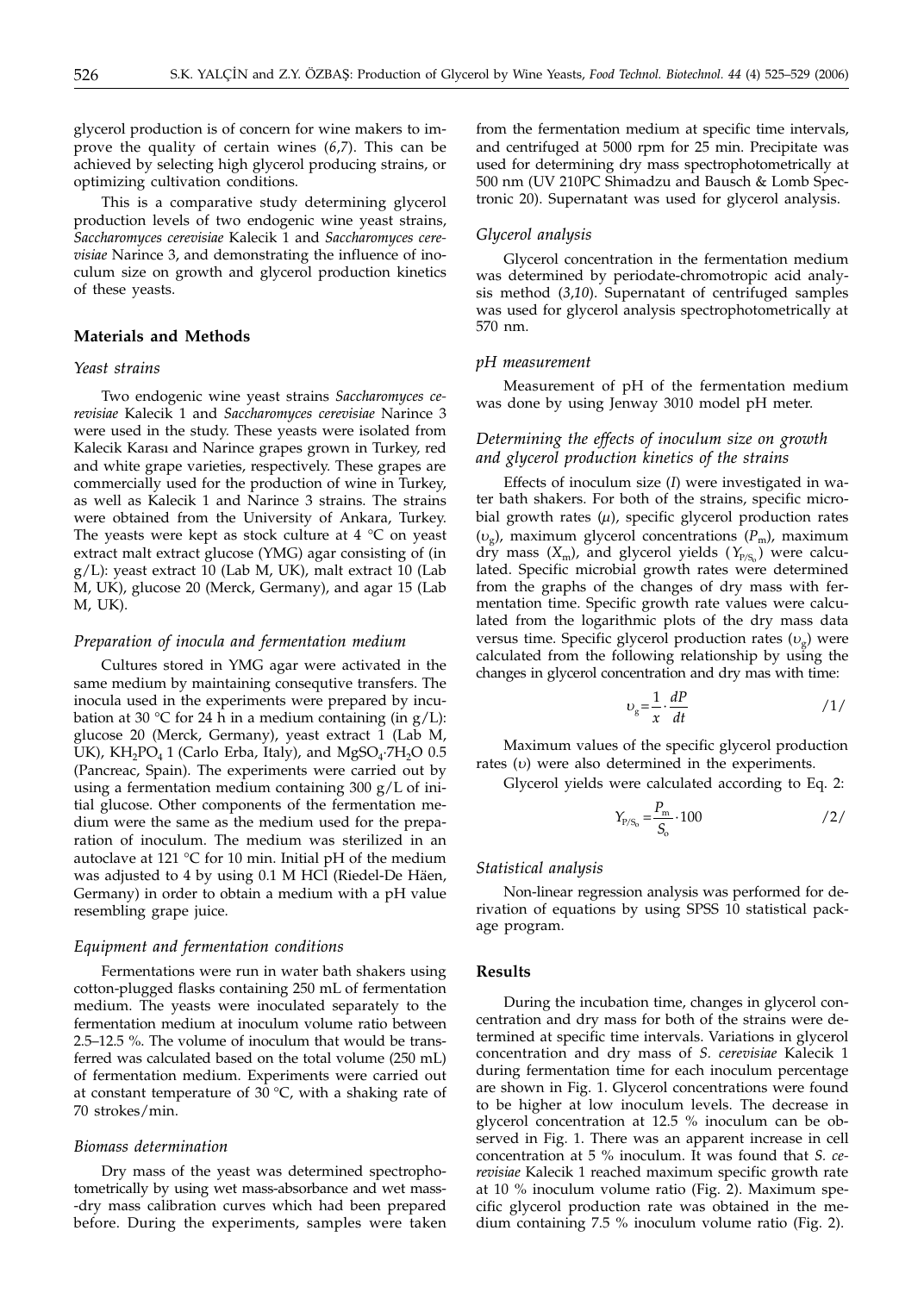glycerol production is of concern for wine makers to improve the quality of certain wines (*6,7*). This can be achieved by selecting high glycerol producing strains, or optimizing cultivation conditions.

This is a comparative study determining glycerol production levels of two endogenic wine yeast strains, *Saccharomyces cerevisiae* Kalecik 1 and *Saccharomyces cerevisiae* Narince 3, and demonstrating the influence of inoculum size on growth and glycerol production kinetics of these yeasts.

## Materials and Methods

### Yeast strains

Two endogenic wine yeast strains *Saccharomyces cerevisiae* Kalecik 1 and *Saccharomyces cerevisiae* Narince 3 were used in the study. These yeasts were isolated from Kalecik Karası and Narince grapes grown in Turkey, red and white grape varieties, respectively. These grapes are commercially used for the production of wine in Turkey, as well as Kalecik 1 and Narince 3 strains. The strains were obtained from the University of Ankara, Turkey. The yeasts were kept as stock culture at 4 °C on yeast extract malt extract glucose (YMG) agar consisting of (in g/L): yeast extract 10 (Lab M, UK), malt extract 10 (Lab M, UK), glucose 20 (Merck, Germany), and agar 15 (Lab M, UK).

### Preparation of inocula and fermentation medium

Cultures stored in YMG agar were activated in the same medium by maintaining consequtive transfers. The inocula used in the experiments were prepared by incubation at 30 °C for 24 h in a medium containing (in g/L): glucose 20 (Merck, Germany), yeast extract 1 (Lab M, UK), $KH_2PO_4$ 1 (Carlo Erba, Italy), and $MgSO_4{\cdot}7H_2O$ 0.5 (Pancreac, Spain). The experiments were carried out by using a fermentation medium containing 300 g/L of initial glucose. Other components of the fermentation medium were the same as the medium used for the preparation of inoculum. The medium was sterilized in an autoclave at 121 °C for 10 min. Initial pH of the medium was adjusted to 4 by using 0.1 M HCl (Riedel-De Häen, Germany) in order to obtain a medium with a pH value resembling grape juice.

### Equipment and fermentation conditions

Fermentations were run in water bath shakers using cotton-plugged flasks containing 250 mL of fermentation medium. The yeasts were inoculated separately to the fermentation medium at inoculum volume ratio between 2.5–12.5 %. The volume of inoculum that would be transferred was calculated based on the total volume (250 mL) of fermentation medium. Experiments were carried out at constant temperature of 30 °C, with a shaking rate of 70 strokes/min.

### Biomass determination

Dry mass of the yeast was determined spectrophotometrically by using wet mass-absorbance and wet mass-dry mass calibration curves which had been prepared before. During the experiments, samples were taken from the fermentation medium at specific time intervals, and centrifuged at 5000 rpm for 25 min. Precipitate was used for determining dry mass spectrophotometrically at 500 nm (UV 210PC Shimadzu and Bausch & Lomb Spectronic 20). Supernatant was used for glycerol analysis.

### Glycerol analysis

Glycerol concentration in the fermentation medium was determined by periodate-chromotropic acid analysis method (*3,10*). Supernatant of centrifuged samples was used for glycerol analysis spectrophotometrically at 570 nm.

### pH measurement

Measurement of pH of the fermentation medium was done by using Jenway 3010 model pH meter.

### Determining the effects of inoculum size on growth and glycerol production kinetics of the strains

Effects of inoculum size ($I$) were investigated in water bath shakers. For both of the strains, specific microbial growth rates ($\mu$), specific glycerol production rates ($\upsilon_g$), maximum glycerol concentrations ($P_m$), maximum dry mass ($X_m$), and glycerol yields ($Y_{P/S_o}$) were calculated. Specific microbial growth rates were determined from the graphs of the changes of dry mass with fermentation time. Specific growth rate values were calculated from the logarithmic plots of the dry mass data versus time. Specific glycerol production rates ($\upsilon_g$) were calculated from the following relationship by using the changes in glycerol concentration and dry mas with time:

$$\upsilon_g = \frac{1}{x} \cdot \frac{dP}{dt} \qquad /1/$$

Maximum values of the specific glycerol production rates ($\upsilon$) were also determined in the experiments.

Glycerol yields were calculated according to Eq. 2:

$$Y_{P/S_o} = \frac{P_m}{S_o} \cdot 100 \qquad /2/$$

### Statistical analysis

Non-linear regression analysis was performed for derivation of equations by using SPSS 10 statistical package program.

## Results

During the incubation time, changes in glycerol concentration and dry mass for both of the strains were determined at specific time intervals. Variations in glycerol concentration and dry mass of *S. cerevisiae* Kalecik 1 during fermentation time for each inoculum percentage are shown in Fig. 1. Glycerol concentrations were found to be higher at low inoculum levels. The decrease in glycerol concentration at 12.5 % inoculum can be observed in Fig. 1. There was an apparent increase in cell concentration at 5 % inoculum. It was found that *S. cerevisiae* Kalecik 1 reached maximum specific growth rate at 10 % inoculum volume ratio (Fig. 2). Maximum specific glycerol production rate was obtained in the medium containing 7.5 % inoculum volume ratio (Fig. 2).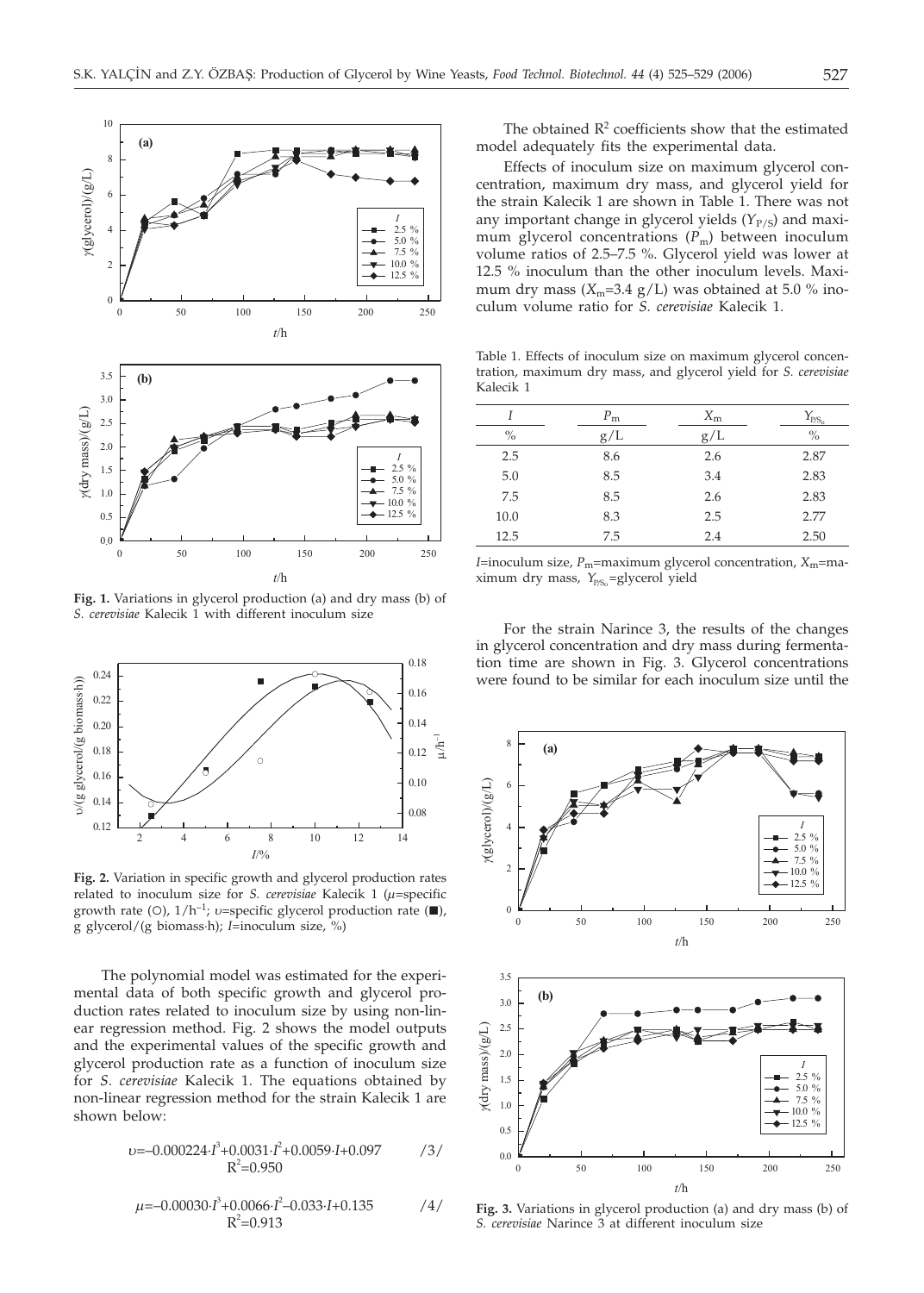**Fig. 1.** Variations in glycerol production (a) and dry mass (b) of *S. cerevisiae* Kalecik 1 with different inoculum size

**Fig. 2.** Variation in specific growth and glycerol production rates related to inoculum size for *S. cerevisiae* Kalecik 1 ($\mu$=specific growth rate (○), $1/h^{-1}$; $\upsilon$=specific glycerol production rate (■), g glycerol/(g biomass·h); *I*=inoculum size, %)

The polynomial model was estimated for the experimental data of both specific growth and glycerol production rates related to inoculum size by using non-linear regression method. Fig. 2 shows the model outputs and the experimental values of the specific growth and glycerol production rate as a function of inoculum size for *S. cerevisiae* Kalecik 1. The equations obtained by non-linear regression method for the strain Kalecik 1 are shown below:

$$\upsilon = -0.000224 \cdot I^3 + 0.0031 \cdot I^2 + 0.0059 \cdot I + 0.097 \qquad /3/$$
$$R^2 = 0.950$$

$$\mu = -0.00030 \cdot I^3 + 0.0066 \cdot I^2 - 0.033 \cdot I + 0.135 \qquad /4/$$
$$R^2 = 0.913$$

The obtained $R^2$ coefficients show that the estimated model adequately fits the experimental data.

Effects of inoculum size on maximum glycerol concentration, maximum dry mass, and glycerol yield for the strain Kalecik 1 are shown in Table 1. There was not any important change in glycerol yields ($Y_{P/S}$) and maximum glycerol concentrations ($P_m$) between inoculum volume ratios of 2.5–7.5 %. Glycerol yield was lower at 12.5 % inoculum than the other inoculum levels. Maximum dry mass ($X_m$=3.4 g/L) was obtained at 5.0 % inoculum volume ratio for *S. cerevisiae* Kalecik 1.

Table 1. Effects of inoculum size on maximum glycerol concentration, maximum dry mass, and glycerol yield for *S. cerevisiae* Kalecik 1

| $I$ | $P_m$ | $X_m$ | $Y_{P/S_0}$ |
|---|---|---|---|
| % | g/L | g/L | % |
| 2.5 | 8.6 | 2.6 | 2.87 |
| 5.0 | 8.5 | 3.4 | 2.83 |
| 7.5 | 8.5 | 2.6 | 2.83 |
| 10.0 | 8.3 | 2.5 | 2.77 |
| 12.5 | 7.5 | 2.4 | 2.50 |

$I$=inoculum size, $P_m$=maximum glycerol concentration, $X_m$=maximum dry mass, $Y_{P/S_0}$=glycerol yield

For the strain Narince 3, the results of the changes in glycerol concentration and dry mass during fermentation time are shown in Fig. 3. Glycerol concentrations were found to be similar for each inoculum size until the

**Fig. 3.** Variations in glycerol production (a) and dry mass (b) of *S. cerevisiae* Narince 3 at different inoculum size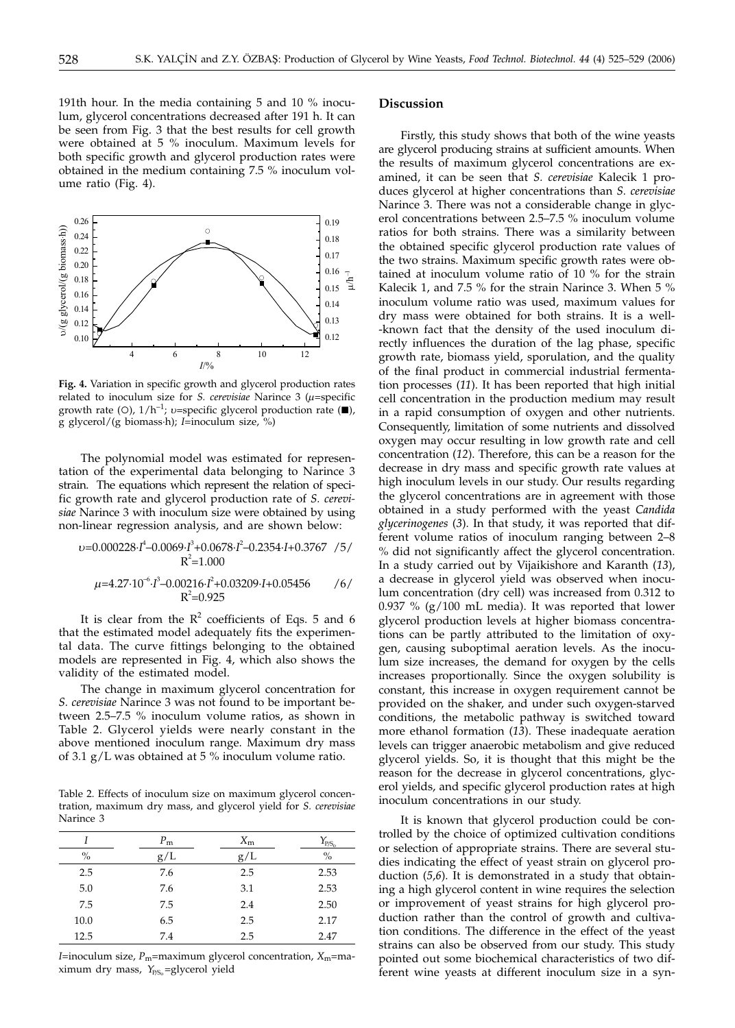191th hour. In the media containing 5 and 10 % inoculum, glycerol concentrations decreased after 191 h. It can be seen from Fig. 3 that the best results for cell growth were obtained at 5 % inoculum. Maximum levels for both specific growth and glycerol production rates were obtained in the medium containing 7.5 % inoculum volume ratio (Fig. 4).

**Fig. 4.** Variation in specific growth and glycerol production rates related to inoculum size for *S. cerevisiae* Narince 3 ($\mu$=specific growth rate (○), $1/\mathrm{h}^{-1}$; $\upsilon$=specific glycerol production rate (■), g glycerol/(g biomass·h); $I$=inoculum size, %)

The polynomial model was estimated for representation of the experimental data belonging to Narince 3 strain. The equations which represent the relation of specific growth rate and glycerol production rate of *S. cerevisiae* Narince 3 with inoculum size were obtained by using non-linear regression analysis, and are shown below:

$$\upsilon=0.000228\cdot I^4-0.0069\cdot I^3+0.0678\cdot I^2-0.2354\cdot I+0.3767 \quad /5/$$
$$R^2=1.000$$

$$\mu=4.27\cdot 10^{-6}\cdot I^3-0.00216\cdot I^2+0.03209\cdot I+0.05456 \quad /6/$$
$$R^2=0.925$$

It is clear from the $R^2$ coefficients of Eqs. 5 and 6 that the estimated model adequately fits the experimental data. The curve fittings belonging to the obtained models are represented in Fig. 4, which also shows the validity of the estimated model.

The change in maximum glycerol concentration for *S. cerevisiae* Narince 3 was not found to be important between 2.5–7.5 % inoculum volume ratios, as shown in Table 2. Glycerol yields were nearly constant in the above mentioned inoculum range. Maximum dry mass of 3.1 g/L was obtained at 5 % inoculum volume ratio.

Table 2. Effects of inoculum size on maximum glycerol concentration, maximum dry mass, and glycerol yield for *S. cerevisiae* Narince 3

| $I$ | $P_m$ | $X_m$ | $Y_{P/S_0}$ |
|---|---|---|---|
| % | g/L | g/L | % |
| 2.5 | 7.6 | 2.5 | 2.53 |
| 5.0 | 7.6 | 3.1 | 2.53 |
| 7.5 | 7.5 | 2.4 | 2.50 |
| 10.0 | 6.5 | 2.5 | 2.17 |
| 12.5 | 7.4 | 2.5 | 2.47 |

$I$=inoculum size, $P_m$=maximum glycerol concentration, $X_m$=maximum dry mass, $Y_{P/S_0}$=glycerol yield

## Discussion

Firstly, this study shows that both of the wine yeasts are glycerol producing strains at sufficient amounts. When the results of maximum glycerol concentrations are examined, it can be seen that *S. cerevisiae* Kalecik 1 produces glycerol at higher concentrations than *S. cerevisiae* Narince 3. There was not a considerable change in glycerol concentrations between 2.5–7.5 % inoculum volume ratios for both strains. There was a similarity between the obtained specific glycerol production rate values of the two strains. Maximum specific growth rates were obtained at inoculum volume ratio of 10 % for the strain Kalecik 1, and 7.5 % for the strain Narince 3. When 5 % inoculum volume ratio was used, maximum values for dry mass were obtained for both strains. It is a well-known fact that the density of the used inoculum directly influences the duration of the lag phase, specific growth rate, biomass yield, sporulation, and the quality of the final product in commercial industrial fermentation processes (*11*). It has been reported that high initial cell concentration in the production medium may result in a rapid consumption of oxygen and other nutrients. Consequently, limitation of some nutrients and dissolved oxygen may occur resulting in low growth rate and cell concentration (*12*). Therefore, this can be a reason for the decrease in dry mass and specific growth rate values at high inoculum levels in our study. Our results regarding the glycerol concentrations are in agreement with those obtained in a study performed with the yeast *Candida glycerinogenes* (*3*). In that study, it was reported that different volume ratios of inoculum ranging between 2–8 % did not significantly affect the glycerol concentration. In a study carried out by Vijaikishore and Karanth (*13*), a decrease in glycerol yield was observed when inoculum concentration (dry cell) was increased from 0.312 to 0.937 % (g/100 mL media). It was reported that lower glycerol production levels at higher biomass concentrations can be partly attributed to the limitation of oxygen, causing suboptimal aeration levels. As the inoculum size increases, the demand for oxygen by the cells increases proportionally. Since the oxygen solubility is constant, this increase in oxygen requirement cannot be provided on the shaker, and under such oxygen-starved conditions, the metabolic pathway is switched toward more ethanol formation (*13*). These inadequate aeration levels can trigger anaerobic metabolism and give reduced glycerol yields. So, it is thought that this might be the reason for the decrease in glycerol concentrations, glycerol yields, and specific glycerol production rates at high inoculum concentrations in our study.

It is known that glycerol production could be controlled by the choice of optimized cultivation conditions or selection of appropriate strains. There are several studies indicating the effect of yeast strain on glycerol production (*5,6*). It is demonstrated in a study that obtaining a high glycerol content in wine requires the selection or improvement of yeast strains for high glycerol production rather than the control of growth and cultivation conditions. The difference in the effect of the yeast strains can also be observed from our study. This study pointed out some biochemical characteristics of two different wine yeasts at different inoculum size in a syn-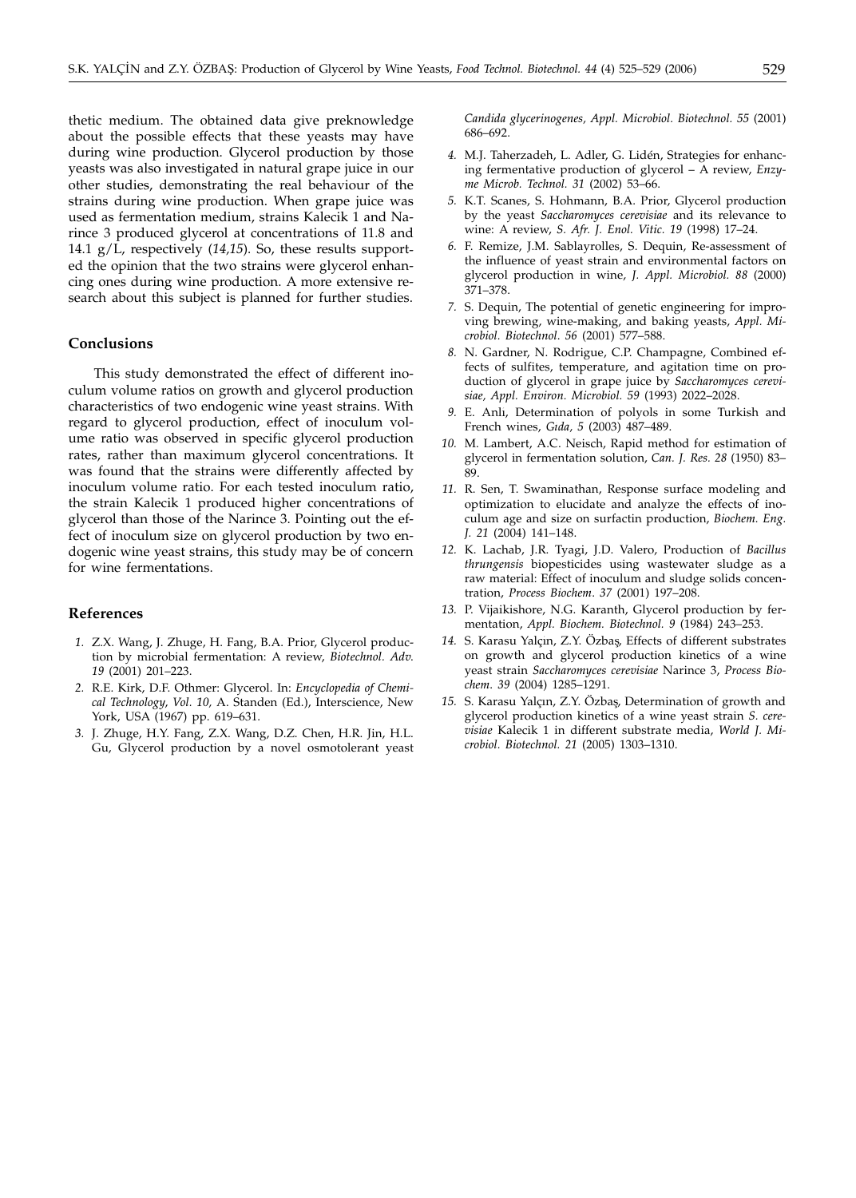thetic medium. The obtained data give preknowledge about the possible effects that these yeasts may have during wine production. Glycerol production by those yeasts was also investigated in natural grape juice in our other studies, demonstrating the real behaviour of the strains during wine production. When grape juice was used as fermentation medium, strains Kalecik 1 and Narince 3 produced glycerol at concentrations of 11.8 and 14.1 g/L, respectively (*14,15*). So, these results supported the opinion that the two strains were glycerol enhancing ones during wine production. A more extensive research about this subject is planned for further studies.

## Conclusions

This study demonstrated the effect of different inoculum volume ratios on growth and glycerol production characteristics of two endogenic wine yeast strains. With regard to glycerol production, effect of inoculum volume ratio was observed in specific glycerol production rates, rather than maximum glycerol concentrations. It was found that the strains were differently affected by inoculum volume ratio. For each tested inoculum ratio, the strain Kalecik 1 produced higher concentrations of glycerol than those of the Narince 3. Pointing out the effect of inoculum size on glycerol production by two endogenic wine yeast strains, this study may be of concern for wine fermentations.

## References

1. Z.X. Wang, J. Zhuge, H. Fang, B.A. Prior, Glycerol production by microbial fermentation: A review, *Biotechnol. Adv. 19* (2001) 201–223.
2. R.E. Kirk, D.F. Othmer: Glycerol. In: *Encyclopedia of Chemical Technology, Vol. 10,* A. Standen (Ed.), Interscience, New York, USA (1967) pp. 619–631.
3. J. Zhuge, H.Y. Fang, Z.X. Wang, D.Z. Chen, H.R. Jin, H.L. Gu, Glycerol production by a novel osmotolerant yeast *Candida glycerinogenes, Appl. Microbiol. Biotechnol. 55* (2001) 686–692.
4. M.J. Taherzadeh, L. Adler, G. Lidén, Strategies for enhancing fermentative production of glycerol – A review, *Enzyme Microb. Technol. 31* (2002) 53–66.
5. K.T. Scanes, S. Hohmann, B.A. Prior, Glycerol production by the yeast *Saccharomyces cerevisiae* and its relevance to wine: A review, *S. Afr. J. Enol. Vitic. 19* (1998) 17–24.
6. F. Remize, J.M. Sablayrolles, S. Dequin, Re-assessment of the influence of yeast strain and environmental factors on glycerol production in wine, *J. Appl. Microbiol. 88* (2000) 371–378.
7. S. Dequin, The potential of genetic engineering for improving brewing, wine-making, and baking yeasts, *Appl. Microbiol. Biotechnol. 56* (2001) 577–588.
8. N. Gardner, N. Rodrigue, C.P. Champagne, Combined effects of sulfites, temperature, and agitation time on production of glycerol in grape juice by *Saccharomyces cerevisiae, Appl. Environ. Microbiol. 59* (1993) 2022–2028.
9. E. Anlı, Determination of polyols in some Turkish and French wines, *Gıda, 5* (2003) 487–489.
10. M. Lambert, A.C. Neisch, Rapid method for estimation of glycerol in fermentation solution, *Can. J. Res. 28* (1950) 83–89.
11. R. Sen, T. Swaminathan, Response surface modeling and optimization to elucidate and analyze the effects of inoculum age and size on surfactin production, *Biochem. Eng. J. 21* (2004) 141–148.
12. K. Lachab, J.R. Tyagi, J.D. Valero, Production of *Bacillus thrungensis* biopesticides using wastewater sludge as a raw material: Effect of inoculum and sludge solids concentration, *Process Biochem. 37* (2001) 197–208.
13. P. Vijaikishore, N.G. Karanth, Glycerol production by fermentation, *Appl. Biochem. Biotechnol. 9* (1984) 243–253.
14. S. Karasu Yalçın, Z.Y. Özbaş, Effects of different substrates on growth and glycerol production kinetics of a wine yeast strain *Saccharomyces cerevisiae* Narince 3, *Process Biochem. 39* (2004) 1285–1291.
15. S. Karasu Yalçın, Z.Y. Özbaş, Determination of growth and glycerol production kinetics of a wine yeast strain *S. cerevisiae* Kalecik 1 in different substrate media, *World J. Microbiol. Biotechnol. 21* (2005) 1303–1310.